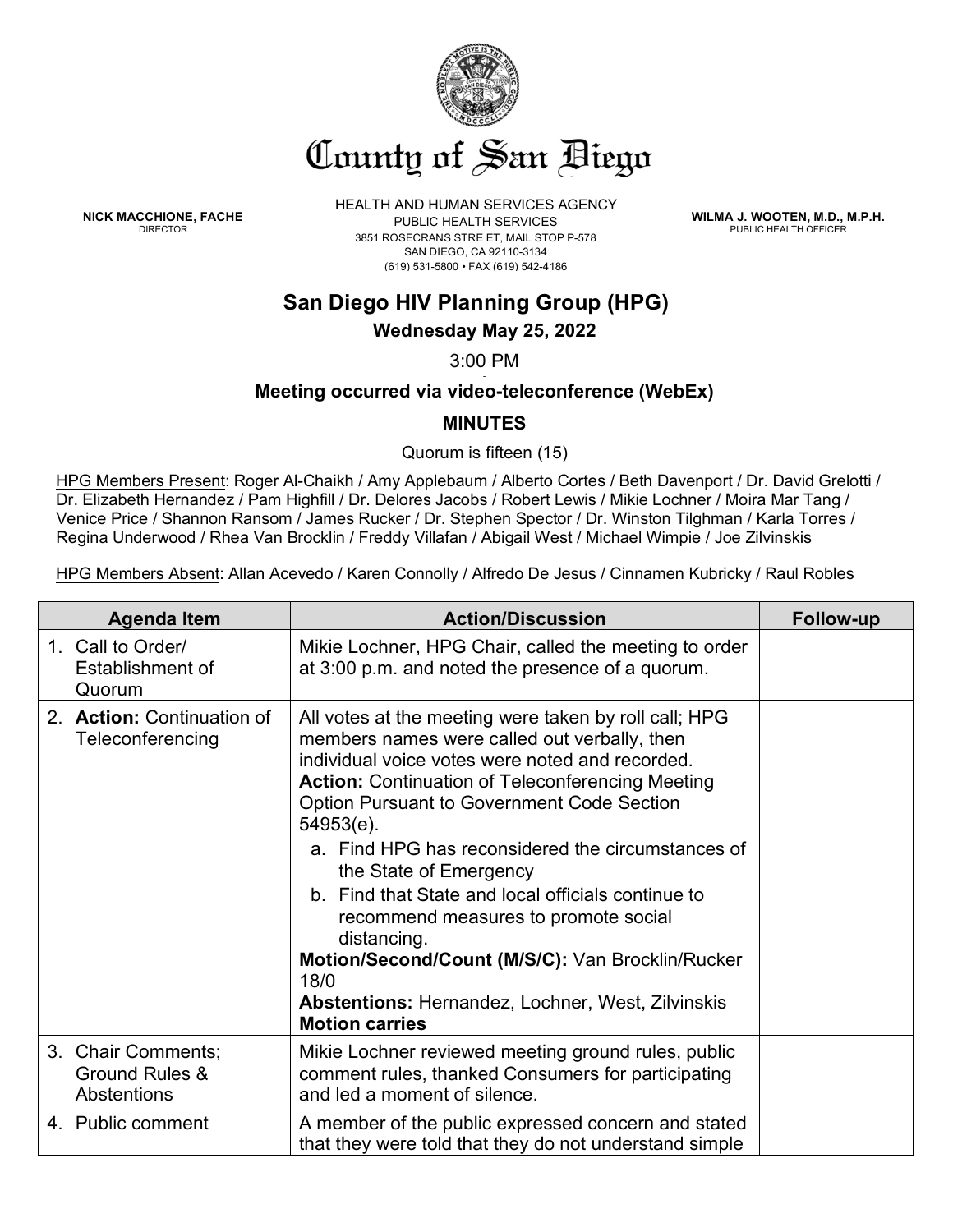# County of San Diego

**NICK MACCHIONE, FACHE**
DIRECTOR

HEALTH AND HUMAN SERVICES AGENCY
PUBLIC HEALTH SERVICES
3851 ROSECRANS STRE ET, MAIL STOP P-578
SAN DIEGO, CA 92110-3134
(619) 531-5800 • FAX (619) 542-4186

**WILMA J. WOOTEN, M.D., M.P.H.**
PUBLIC HEALTH OFFICER

## San Diego HIV Planning Group (HPG)

### Wednesday May 25, 2022

3:00 PM

### Meeting occurred via video-teleconference (WebEx)

### MINUTES

Quorum is fifteen (15)

HPG Members Present: Roger Al-Chaikh / Amy Applebaum / Alberto Cortes / Beth Davenport / Dr. David Grelotti / Dr. Elizabeth Hernandez / Pam Highfill / Dr. Delores Jacobs / Robert Lewis / Mikie Lochner / Moira Mar Tang / Venice Price / Shannon Ransom / James Rucker / Dr. Stephen Spector / Dr. Winston Tilghman / Karla Torres / Regina Underwood / Rhea Van Brocklin / Freddy Villafan / Abigail West / Michael Wimpie / Joe Zilvinskis

HPG Members Absent: Allan Acevedo / Karen Connolly / Alfredo De Jesus / Cinnamen Kubricky / Raul Robles

| Agenda Item | Action/Discussion | Follow-up |
|---|---|---|
| 1. Call to Order/ Establishment of Quorum | Mikie Lochner, HPG Chair, called the meeting to order at 3:00 p.m. and noted the presence of a quorum. | |
| 2. **Action:** Continuation of Teleconferencing | All votes at the meeting were taken by roll call; HPG members names were called out verbally, then individual voice votes were noted and recorded.<br>**Action:** Continuation of Teleconferencing Meeting Option Pursuant to Government Code Section 54953(e).<br>a. Find HPG has reconsidered the circumstances of the State of Emergency<br>b. Find that State and local officials continue to recommend measures to promote social distancing.<br>**Motion/Second/Count (M/S/C):** Van Brocklin/Rucker 18/0<br>**Abstentions:** Hernandez, Lochner, West, Zilvinskis<br>**Motion carries** | |
| 3. Chair Comments; Ground Rules & Abstentions | Mikie Lochner reviewed meeting ground rules, public comment rules, thanked Consumers for participating and led a moment of silence. | |
| 4. Public comment | A member of the public expressed concern and stated that they were told that they do not understand simple | |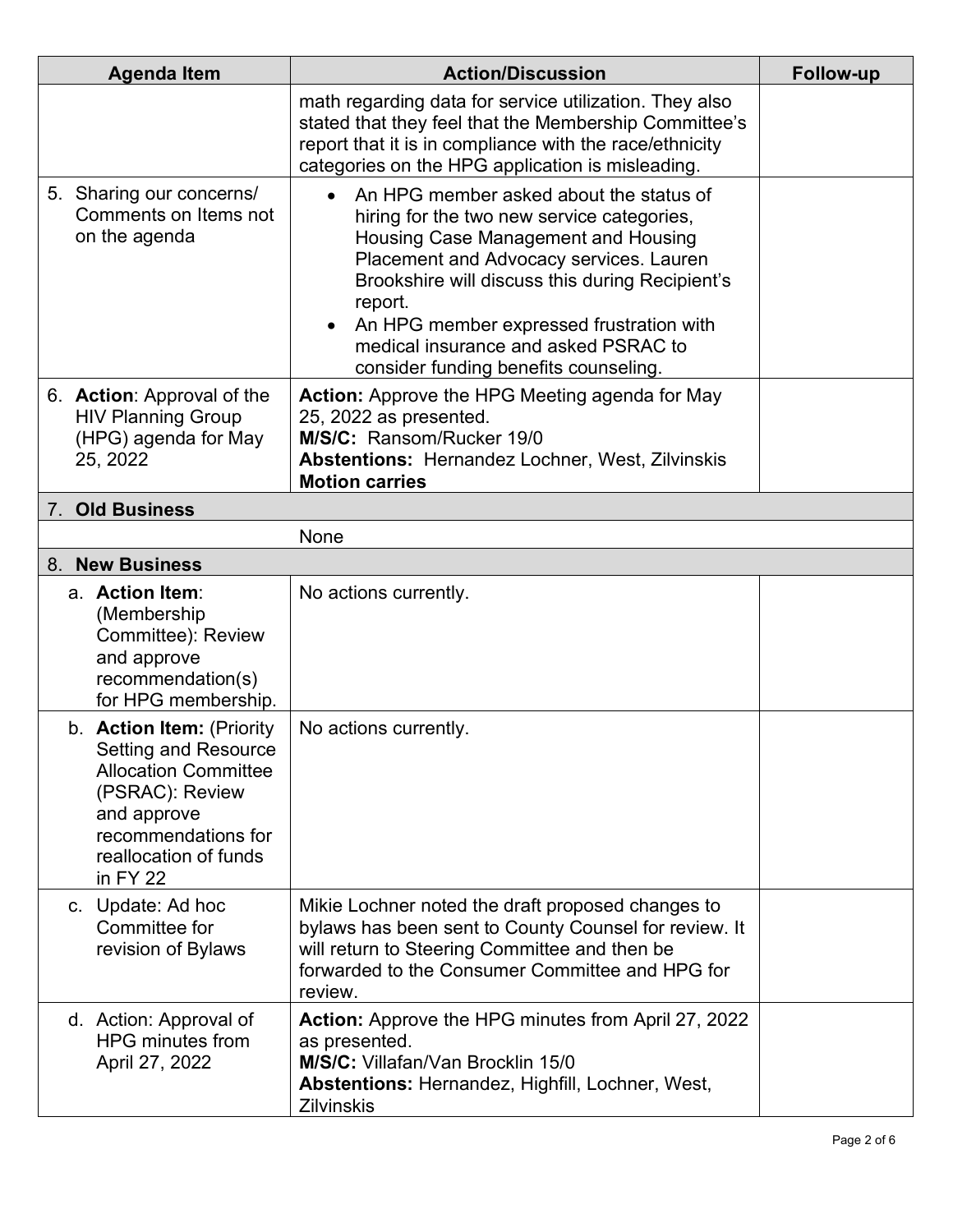| Agenda Item | Action/Discussion | Follow-up |
|---|---|---|
| | math regarding data for service utilization. They also stated that they feel that the Membership Committee's report that it is in compliance with the race/ethnicity categories on the HPG application is misleading. | |
| 5. Sharing our concerns/ Comments on Items not on the agenda | • An HPG member asked about the status of hiring for the two new service categories, Housing Case Management and Housing Placement and Advocacy services. Lauren Brookshire will discuss this during Recipient's report.<br>• An HPG member expressed frustration with medical insurance and asked PSRAC to consider funding benefits counseling. | |
| 6. **Action**: Approval of the HIV Planning Group (HPG) agenda for May 25, 2022 | **Action:** Approve the HPG Meeting agenda for May 25, 2022 as presented.<br>**M/S/C:** Ransom/Rucker 19/0<br>**Abstentions:** Hernandez Lochner, West, Zilvinskis<br>**Motion carries** | |
| 7. **Old Business** | | |
| | None | |
| 8. **New Business** | | |
| a. **Action Item**: (Membership Committee): Review and approve recommendation(s) for HPG membership. | No actions currently. | |
| b. **Action Item:** (Priority Setting and Resource Allocation Committee (PSRAC): Review and approve recommendations for reallocation of funds in FY 22 | No actions currently. | |
| c. Update: Ad hoc Committee for revision of Bylaws | Mikie Lochner noted the draft proposed changes to bylaws has been sent to County Counsel for review. It will return to Steering Committee and then be forwarded to the Consumer Committee and HPG for review. | |
| d. Action: Approval of HPG minutes from April 27, 2022 | **Action:** Approve the HPG minutes from April 27, 2022 as presented.<br>**M/S/C:** Villafan/Van Brocklin 15/0<br>**Abstentions:** Hernandez, Highfill, Lochner, West, Zilvinskis | |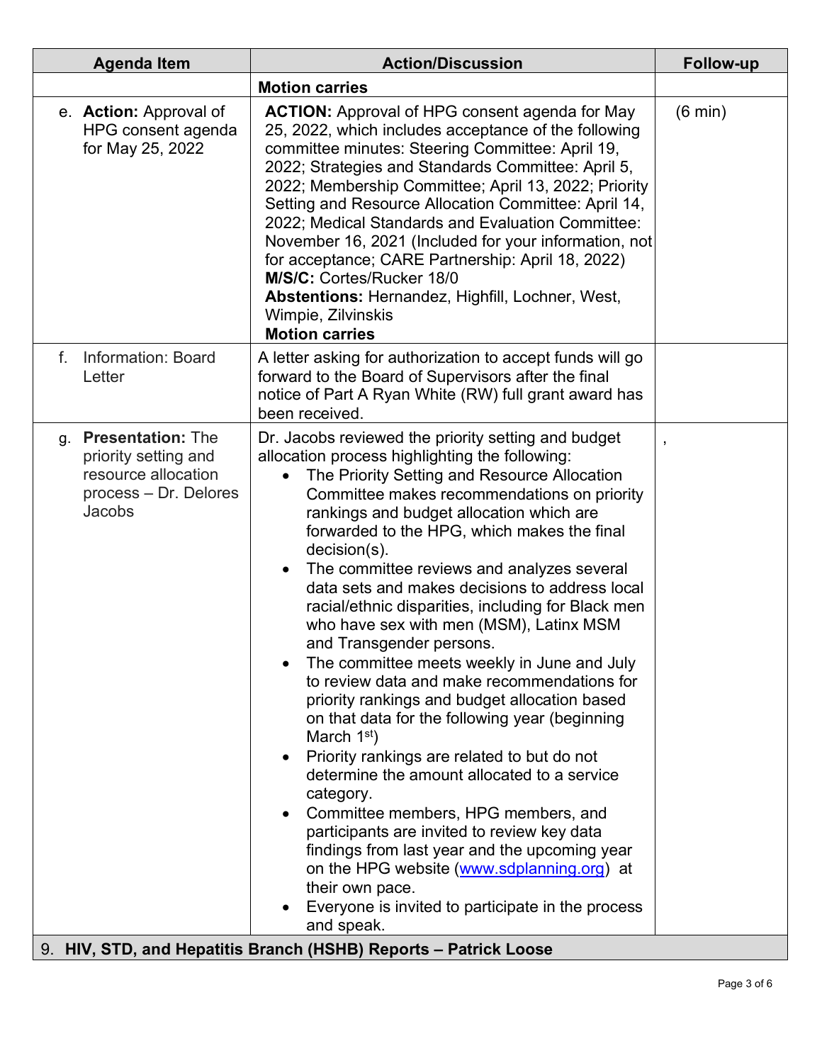| Agenda Item | Action/Discussion | Follow-up |
|---|---|---|
| | **Motion carries** | |
| e. **Action:** Approval of HPG consent agenda for May 25, 2022 | **ACTION:** Approval of HPG consent agenda for May 25, 2022, which includes acceptance of the following committee minutes: Steering Committee: April 19, 2022; Strategies and Standards Committee: April 5, 2022; Membership Committee; April 13, 2022; Priority Setting and Resource Allocation Committee: April 14, 2022; Medical Standards and Evaluation Committee: November 16, 2021 (Included for your information, not for acceptance; CARE Partnership: April 18, 2022)<br>**M/S/C:** Cortes/Rucker 18/0<br>**Abstentions:** Hernandez, Highfill, Lochner, West, Wimpie, Zilvinskis<br>**Motion carries** | (6 min) |
| f. Information: Board Letter | A letter asking for authorization to accept funds will go forward to the Board of Supervisors after the final notice of Part A Ryan White (RW) full grant award has been received. | |
| g. **Presentation:** The priority setting and resource allocation process – Dr. Delores Jacobs | Dr. Jacobs reviewed the priority setting and budget allocation process highlighting the following:<br>• The Priority Setting and Resource Allocation Committee makes recommendations on priority rankings and budget allocation which are forwarded to the HPG, which makes the final decision(s).<br>• The committee reviews and analyzes several data sets and makes decisions to address local racial/ethnic disparities, including for Black men who have sex with men (MSM), Latinx MSM and Transgender persons.<br>• The committee meets weekly in June and July to review data and make recommendations for priority rankings and budget allocation based on that data for the following year (beginning March 1st)<br>• Priority rankings are related to but do not determine the amount allocated to a service category.<br>• Committee members, HPG members, and participants are invited to review key data findings from last year and the upcoming year on the HPG website (www.sdplanning.org) at their own pace.<br>• Everyone is invited to participate in the process and speak. | , |
| 9. **HIV, STD, and Hepatitis Branch (HSHB) Reports – Patrick Loose** | | |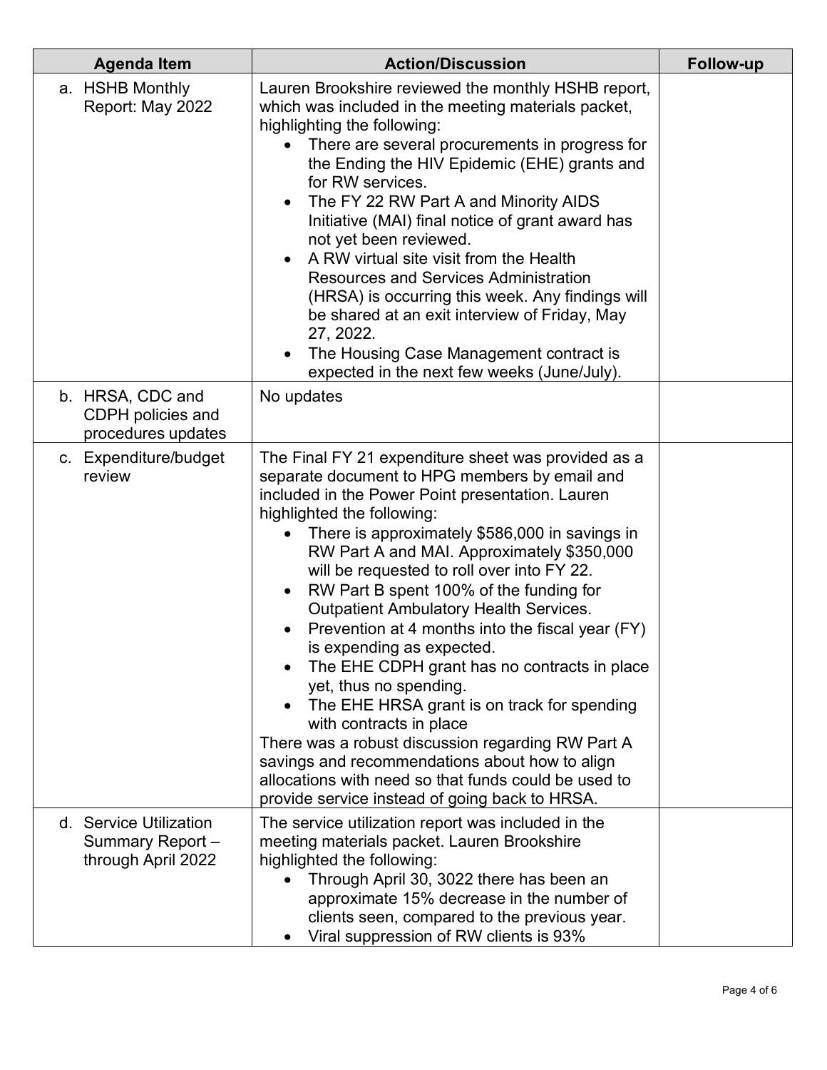| Agenda Item | Action/Discussion | Follow-up |
|---|---|---|
| a. HSHB Monthly Report: May 2022 | Lauren Brookshire reviewed the monthly HSHB report, which was included in the meeting materials packet, highlighting the following:<br>• There are several procurements in progress for the Ending the HIV Epidemic (EHE) grants and for RW services.<br>• The FY 22 RW Part A and Minority AIDS Initiative (MAI) final notice of grant award has not yet been reviewed.<br>• A RW virtual site visit from the Health Resources and Services Administration (HRSA) is occurring this week. Any findings will be shared at an exit interview of Friday, May 27, 2022.<br>• The Housing Case Management contract is expected in the next few weeks (June/July). | |
| b. HRSA, CDC and CDPH policies and procedures updates | No updates | |
| c. Expenditure/budget review | The Final FY 21 expenditure sheet was provided as a separate document to HPG members by email and included in the Power Point presentation. Lauren highlighted the following:<br>• There is approximately $586,000 in savings in RW Part A and MAI. Approximately $350,000 will be requested to roll over into FY 22.<br>• RW Part B spent 100% of the funding for Outpatient Ambulatory Health Services.<br>• Prevention at 4 months into the fiscal year (FY) is expending as expected.<br>• The EHE CDPH grant has no contracts in place yet, thus no spending.<br>• The EHE HRSA grant is on track for spending with contracts in place<br>There was a robust discussion regarding RW Part A savings and recommendations about how to align allocations with need so that funds could be used to provide service instead of going back to HRSA. | |
| d. Service Utilization Summary Report – through April 2022 | The service utilization report was included in the meeting materials packet. Lauren Brookshire highlighted the following:<br>• Through April 30, 3022 there has been an approximate 15% decrease in the number of clients seen, compared to the previous year.<br>• Viral suppression of RW clients is 93% | |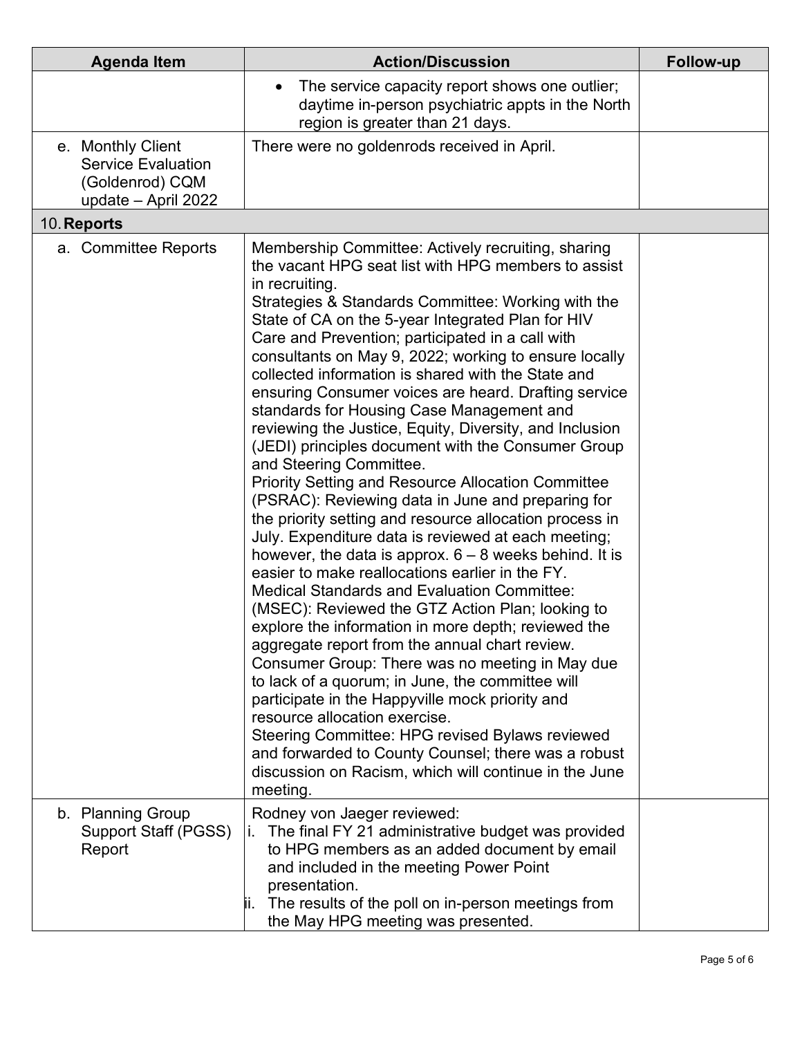| Agenda Item | Action/Discussion | Follow-up |
|---|---|---|
| | • The service capacity report shows one outlier; daytime in-person psychiatric appts in the North region is greater than 21 days. | |
| e. Monthly Client Service Evaluation (Goldenrod) CQM update – April 2022 | There were no goldenrods received in April. | |
| 10. **Reports** | | |
| a. Committee Reports | Membership Committee: Actively recruiting, sharing the vacant HPG seat list with HPG members to assist in recruiting.<br>Strategies & Standards Committee: Working with the State of CA on the 5-year Integrated Plan for HIV Care and Prevention; participated in a call with consultants on May 9, 2022; working to ensure locally collected information is shared with the State and ensuring Consumer voices are heard. Drafting service standards for Housing Case Management and reviewing the Justice, Equity, Diversity, and Inclusion (JEDI) principles document with the Consumer Group and Steering Committee.<br>Priority Setting and Resource Allocation Committee (PSRAC): Reviewing data in June and preparing for the priority setting and resource allocation process in July. Expenditure data is reviewed at each meeting; however, the data is approx. 6 – 8 weeks behind. It is easier to make reallocations earlier in the FY.<br>Medical Standards and Evaluation Committee: (MSEC): Reviewed the GTZ Action Plan; looking to explore the information in more depth; reviewed the aggregate report from the annual chart review.<br>Consumer Group: There was no meeting in May due to lack of a quorum; in June, the committee will participate in the Happyville mock priority and resource allocation exercise.<br>Steering Committee: HPG revised Bylaws reviewed and forwarded to County Counsel; there was a robust discussion on Racism, which will continue in the June meeting. | |
| b. Planning Group Support Staff (PGSS) Report | Rodney von Jaeger reviewed:<br>i. The final FY 21 administrative budget was provided to HPG members as an added document by email and included in the meeting Power Point presentation.<br>ii. The results of the poll on in-person meetings from the May HPG meeting was presented. | |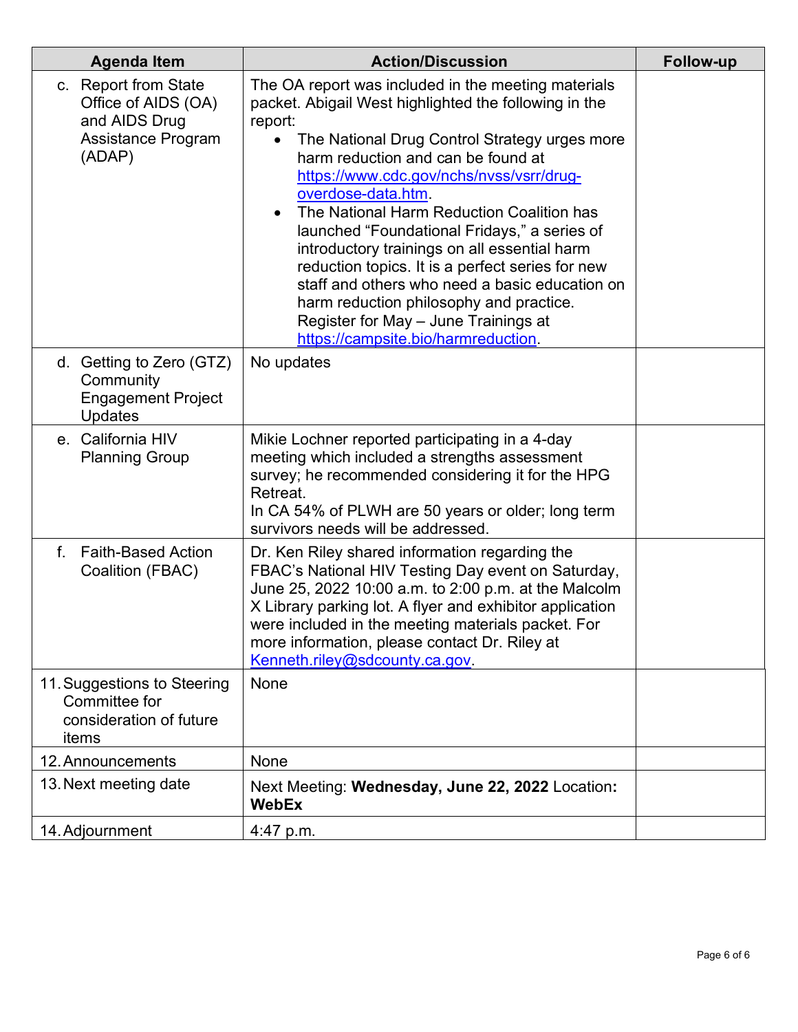| Agenda Item | Action/Discussion | Follow-up |
|---|---|---|
| c. Report from State Office of AIDS (OA) and AIDS Drug Assistance Program (ADAP) | The OA report was included in the meeting materials packet. Abigail West highlighted the following in the report:<br>• The National Drug Control Strategy urges more harm reduction and can be found at https://www.cdc.gov/nchs/nvss/vsrr/drug-overdose-data.htm.<br>• The National Harm Reduction Coalition has launched "Foundational Fridays," a series of introductory trainings on all essential harm reduction topics. It is a perfect series for new staff and others who need a basic education on harm reduction philosophy and practice. Register for May – June Trainings at https://campsite.bio/harmreduction. | |
| d. Getting to Zero (GTZ) Community Engagement Project Updates | No updates | |
| e. California HIV Planning Group | Mikie Lochner reported participating in a 4-day meeting which included a strengths assessment survey; he recommended considering it for the HPG Retreat.<br>In CA 54% of PLWH are 50 years or older; long term survivors needs will be addressed. | |
| f. Faith-Based Action Coalition (FBAC) | Dr. Ken Riley shared information regarding the FBAC's National HIV Testing Day event on Saturday, June 25, 2022 10:00 a.m. to 2:00 p.m. at the Malcolm X Library parking lot. A flyer and exhibitor application were included in the meeting materials packet. For more information, please contact Dr. Riley at Kenneth.riley@sdcounty.ca.gov. | |
| 11. Suggestions to Steering Committee for consideration of future items | None | |
| 12. Announcements | None | |
| 13. Next meeting date | Next Meeting: **Wednesday, June 22, 2022** Location**: WebEx** | |
| 14. Adjournment | 4:47 p.m. | |